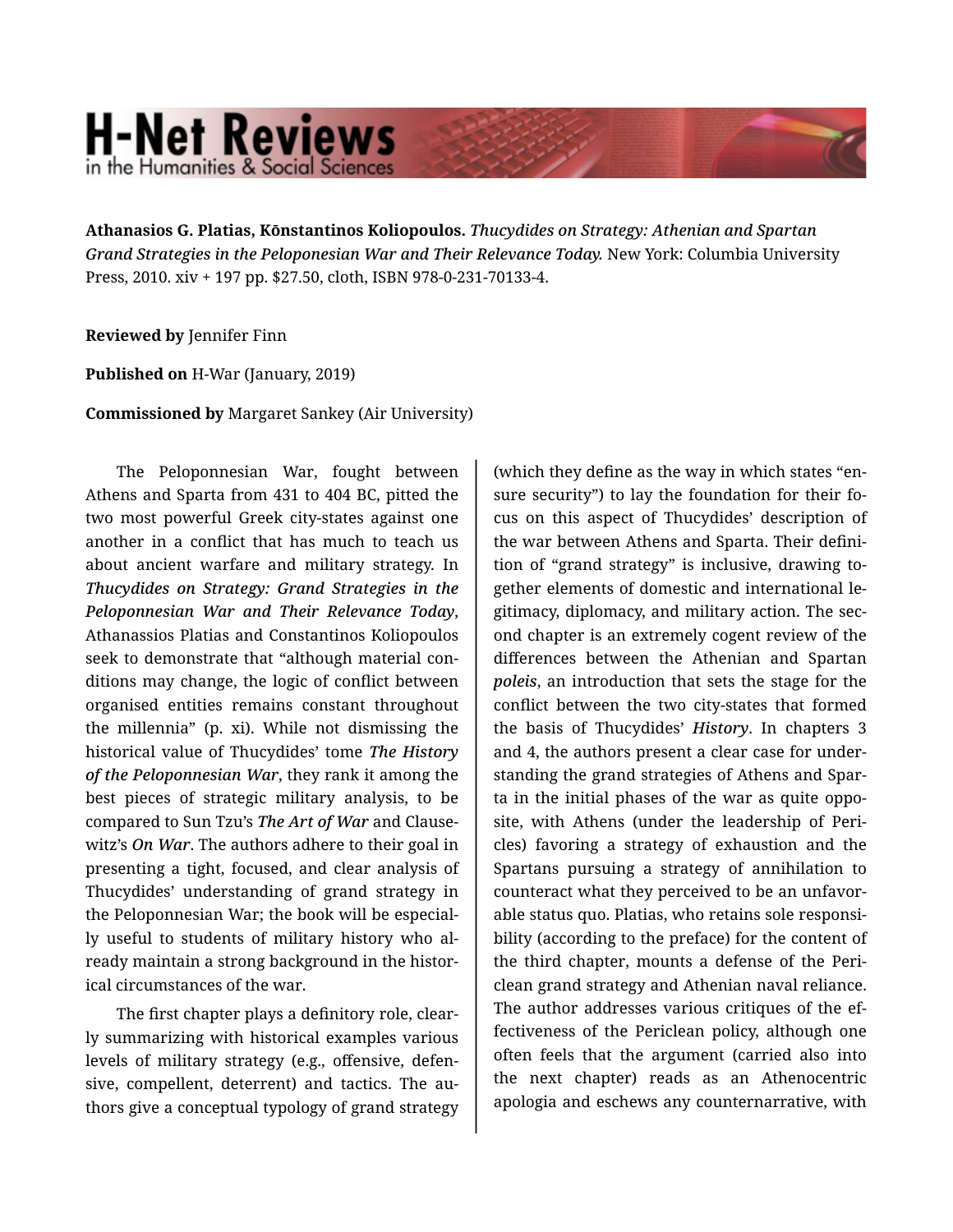**Athanasios G. Platias, Kōnstantinos Koliopoulos.** *Thucydides on Strategy: Athenian and Spartan Grand Strategies in the Peloponesian War and Their Relevance Today.* New York: Columbia University Press, 2010. xiv + 197 pp. $27.50, cloth, ISBN 978-0-231-70133-4.

**Reviewed by** Jennifer Finn

**Published on** H-War (January, 2019)

**Commissioned by** Margaret Sankey (Air University)

The Peloponnesian War, fought between Athens and Sparta from 431 to 404 BC, pitted the two most powerful Greek city-states against one another in a conflict that has much to teach us about ancient warfare and military strategy. In ***Thucydides on Strategy: Grand Strategies in the Peloponnesian War and Their Relevance Today***, Athanassios Platias and Constantinos Koliopoulos seek to demonstrate that "although material conditions may change, the logic of conflict between organised entities remains constant throughout the millennia" (p. xi). While not dismissing the historical value of Thucydides' tome ***The History of the Peloponnesian War***, they rank it among the best pieces of strategic military analysis, to be compared to Sun Tzu's ***The Art of War*** and Clausewitz's *On War*. The authors adhere to their goal in presenting a tight, focused, and clear analysis of Thucydides' understanding of grand strategy in the Peloponnesian War; the book will be especially useful to students of military history who already maintain a strong background in the historical circumstances of the war.

The first chapter plays a definitory role, clearly summarizing with historical examples various levels of military strategy (e.g., offensive, defensive, compellent, deterrent) and tactics. The authors give a conceptual typology of grand strategy (which they define as the way in which states "ensure security") to lay the foundation for their focus on this aspect of Thucydides' description of the war between Athens and Sparta. Their definition of "grand strategy" is inclusive, drawing together elements of domestic and international legitimacy, diplomacy, and military action. The second chapter is an extremely cogent review of the differences between the Athenian and Spartan ***poleis***, an introduction that sets the stage for the conflict between the two city-states that formed the basis of Thucydides' ***History***. In chapters 3 and 4, the authors present a clear case for understanding the grand strategies of Athens and Sparta in the initial phases of the war as quite opposite, with Athens (under the leadership of Pericles) favoring a strategy of exhaustion and the Spartans pursuing a strategy of annihilation to counteract what they perceived to be an unfavorable status quo. Platias, who retains sole responsibility (according to the preface) for the content of the third chapter, mounts a defense of the Periclean grand strategy and Athenian naval reliance. The author addresses various critiques of the effectiveness of the Periclean policy, although one often feels that the argument (carried also into the next chapter) reads as an Athenocentric apologia and eschews any counternarrative, with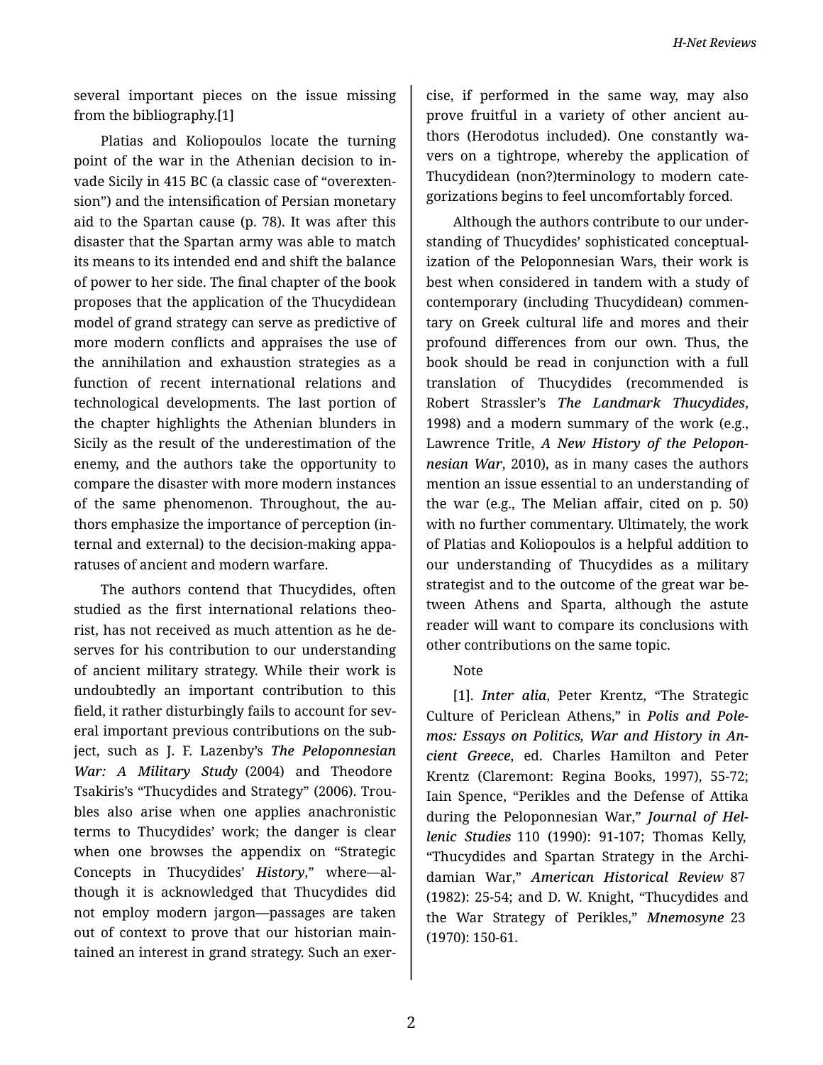several important pieces on the issue missing from the bibliography.[1]

Platias and Koliopoulos locate the turning point of the war in the Athenian decision to invade Sicily in 415 BC (a classic case of "overextension") and the intensification of Persian monetary aid to the Spartan cause (p. 78). It was after this disaster that the Spartan army was able to match its means to its intended end and shift the balance of power to her side. The final chapter of the book proposes that the application of the Thucydidean model of grand strategy can serve as predictive of more modern conflicts and appraises the use of the annihilation and exhaustion strategies as a function of recent international relations and technological developments. The last portion of the chapter highlights the Athenian blunders in Sicily as the result of the underestimation of the enemy, and the authors take the opportunity to compare the disaster with more modern instances of the same phenomenon. Throughout, the authors emphasize the importance of perception (internal and external) to the decision-making apparatuses of ancient and modern warfare.

The authors contend that Thucydides, often studied as the first international relations theorist, has not received as much attention as he deserves for his contribution to our understanding of ancient military strategy. While their work is undoubtedly an important contribution to this field, it rather disturbingly fails to account for several important previous contributions on the subject, such as J. F. Lazenby's ***The Peloponnesian War: A Military Study*** (2004) and Theodore Tsakiris's "Thucydides and Strategy" (2006). Troubles also arise when one applies anachronistic terms to Thucydides' work; the danger is clear when one browses the appendix on "Strategic Concepts in Thucydides' ***History***," where—although it is acknowledged that Thucydides did not employ modern jargon—passages are taken out of context to prove that our historian maintained an interest in grand strategy. Such an exercise, if performed in the same way, may also prove fruitful in a variety of other ancient authors (Herodotus included). One constantly wavers on a tightrope, whereby the application of Thucydidean (non?)terminology to modern categorizations begins to feel uncomfortably forced.

Although the authors contribute to our understanding of Thucydides' sophisticated conceptualization of the Peloponnesian Wars, their work is best when considered in tandem with a study of contemporary (including Thucydidean) commentary on Greek cultural life and mores and their profound differences from our own. Thus, the book should be read in conjunction with a full translation of Thucydides (recommended is Robert Strassler's ***The Landmark Thucydides***, 1998) and a modern summary of the work (e.g., Lawrence Tritle, ***A New History of the Peloponnesian War***, 2010), as in many cases the authors mention an issue essential to an understanding of the war (e.g., The Melian affair, cited on p. 50) with no further commentary. Ultimately, the work of Platias and Koliopoulos is a helpful addition to our understanding of Thucydides as a military strategist and to the outcome of the great war between Athens and Sparta, although the astute reader will want to compare its conclusions with other contributions on the same topic.

Note

[1]. ***Inter alia***, Peter Krentz, "The Strategic Culture of Periclean Athens," in ***Polis and Polemos: Essays on Politics, War and History in Ancient Greece***, ed. Charles Hamilton and Peter Krentz (Claremont: Regina Books, 1997), 55-72; Iain Spence, "Perikles and the Defense of Attika during the Peloponnesian War," ***Journal of Hellenic Studies*** 110 (1990): 91-107; Thomas Kelly, "Thucydides and Spartan Strategy in the Archidamian War," ***American Historical Review*** 87 (1982): 25-54; and D. W. Knight, "Thucydides and the War Strategy of Perikles," ***Mnemosyne*** 23 (1970): 150-61.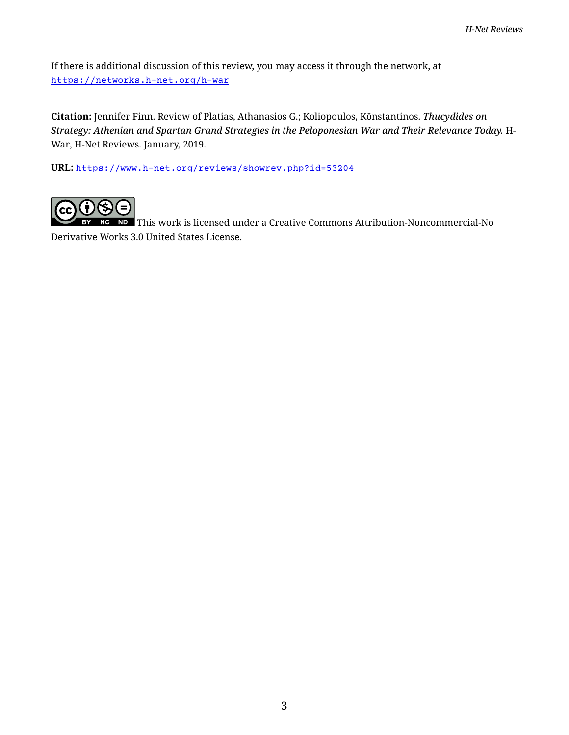If there is additional discussion of this review, you may access it through the network, at https://networks.h-net.org/h-war

**Citation:** Jennifer Finn. Review of Platias, Athanasios G.; Koliopoulos, Kōnstantinos. ***Thucydides on Strategy: Athenian and Spartan Grand Strategies in the Peloponesian War and Their Relevance Today.*** H-War, H-Net Reviews. January, 2019.

**URL:** https://www.h-net.org/reviews/showrev.php?id=53204

This work is licensed under a Creative Commons Attribution-Noncommercial-No Derivative Works 3.0 United States License.